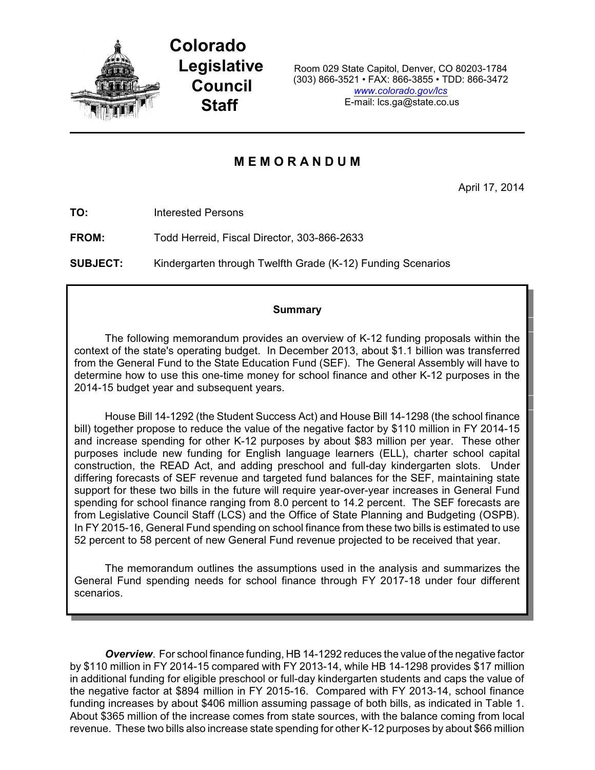**Colorado Legislative Council Staff**

Room 029 State Capitol, Denver, CO 80203-1784
(303) 866-3521 • FAX: 866-3855 • TDD: 866-3472
www.colorado.gov/lcs
E-mail: lcs.ga@state.co.us

---

# M E M O R A N D U M

April 17, 2014

**TO:** Interested Persons

**FROM:** Todd Herreid, Fiscal Director, 303-866-2633

**SUBJECT:** Kindergarten through Twelfth Grade (K-12) Funding Scenarios

---

**Summary**

The following memorandum provides an overview of K-12 funding proposals within the context of the state's operating budget. In December 2013, about $1.1 billion was transferred from the General Fund to the State Education Fund (SEF). The General Assembly will have to determine how to use this one-time money for school finance and other K-12 purposes in the 2014-15 budget year and subsequent years.

House Bill 14-1292 (the Student Success Act) and House Bill 14-1298 (the school finance bill) together propose to reduce the value of the negative factor by $110 million in FY 2014-15 and increase spending for other K-12 purposes by about $83 million per year. These other purposes include new funding for English language learners (ELL), charter school capital construction, the READ Act, and adding preschool and full-day kindergarten slots. Under differing forecasts of SEF revenue and targeted fund balances for the SEF, maintaining state support for these two bills in the future will require year-over-year increases in General Fund spending for school finance ranging from 8.0 percent to 14.2 percent. The SEF forecasts are from Legislative Council Staff (LCS) and the Office of State Planning and Budgeting (OSPB). In FY 2015-16, General Fund spending on school finance from these two bills is estimated to use 52 percent to 58 percent of new General Fund revenue projected to be received that year.

The memorandum outlines the assumptions used in the analysis and summarizes the General Fund spending needs for school finance through FY 2017-18 under four different scenarios.

---

***Overview***. For school finance funding, HB 14-1292 reduces the value of the negative factor by $110 million in FY 2014-15 compared with FY 2013-14, while HB 14-1298 provides $17 million in additional funding for eligible preschool or full-day kindergarten students and caps the value of the negative factor at $894 million in FY 2015-16. Compared with FY 2013-14, school finance funding increases by about $406 million assuming passage of both bills, as indicated in Table 1. About $365 million of the increase comes from state sources, with the balance coming from local revenue. These two bills also increase state spending for other K-12 purposes by about $66 million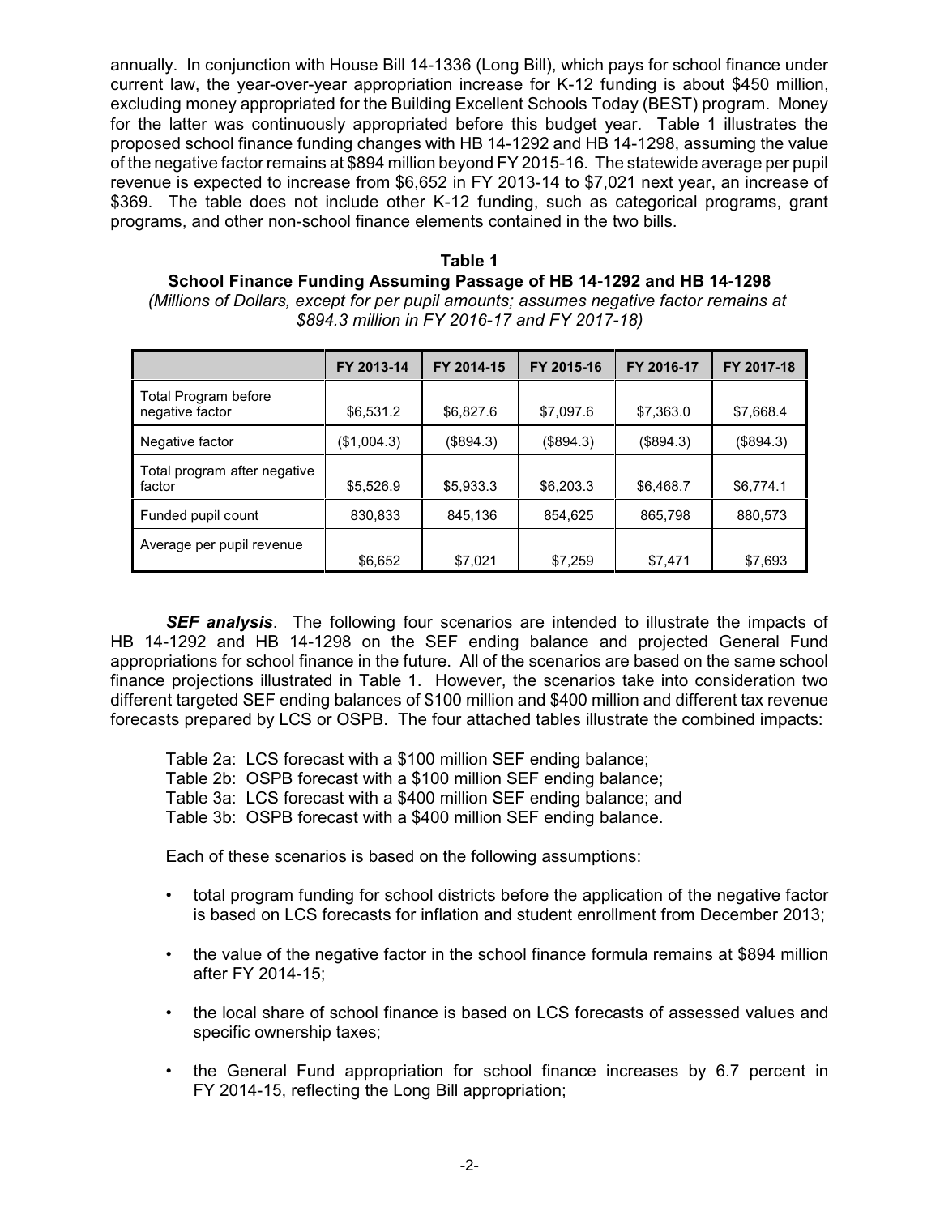annually. In conjunction with House Bill 14-1336 (Long Bill), which pays for school finance under current law, the year-over-year appropriation increase for K-12 funding is about $450 million, excluding money appropriated for the Building Excellent Schools Today (BEST) program. Money for the latter was continuously appropriated before this budget year. Table 1 illustrates the proposed school finance funding changes with HB 14-1292 and HB 14-1298, assuming the value of the negative factor remains at $894 million beyond FY 2015-16. The statewide average per pupil revenue is expected to increase from $6,652 in FY 2013-14 to $7,021 next year, an increase of $369. The table does not include other K-12 funding, such as categorical programs, grant programs, and other non-school finance elements contained in the two bills.

**Table 1**
**School Finance Funding Assuming Passage of HB 14-1292 and HB 14-1298**
*(Millions of Dollars, except for per pupil amounts; assumes negative factor remains at $894.3 million in FY 2016-17 and FY 2017-18)*

| | FY 2013-14 | FY 2014-15 | FY 2015-16 | FY 2016-17 | FY 2017-18 |
|---|---|---|---|---|---|
| Total Program before negative factor | $6,531.2 | $6,827.6 | $7,097.6 | $7,363.0 | $7,668.4 |
| Negative factor | ($1,004.3) | ($894.3) | ($894.3) | ($894.3) | ($894.3) |
| Total program after negative factor | $5,526.9 | $5,933.3 | $6,203.3 | $6,468.7 | $6,774.1 |
| Funded pupil count | 830,833 | 845,136 | 854,625 | 865,798 | 880,573 |
| Average per pupil revenue | $6,652 | $7,021 | $7,259 | $7,471 | $7,693 |

***SEF analysis***. The following four scenarios are intended to illustrate the impacts of HB 14-1292 and HB 14-1298 on the SEF ending balance and projected General Fund appropriations for school finance in the future. All of the scenarios are based on the same school finance projections illustrated in Table 1. However, the scenarios take into consideration two different targeted SEF ending balances of $100 million and $400 million and different tax revenue forecasts prepared by LCS or OSPB. The four attached tables illustrate the combined impacts:

Table 2a: LCS forecast with a $100 million SEF ending balance;
Table 2b: OSPB forecast with a $100 million SEF ending balance;
Table 3a: LCS forecast with a $400 million SEF ending balance; and
Table 3b: OSPB forecast with a $400 million SEF ending balance.

Each of these scenarios is based on the following assumptions:

- total program funding for school districts before the application of the negative factor is based on LCS forecasts for inflation and student enrollment from December 2013;
- the value of the negative factor in the school finance formula remains at $894 million after FY 2014-15;
- the local share of school finance is based on LCS forecasts of assessed values and specific ownership taxes;
- the General Fund appropriation for school finance increases by 6.7 percent in FY 2014-15, reflecting the Long Bill appropriation;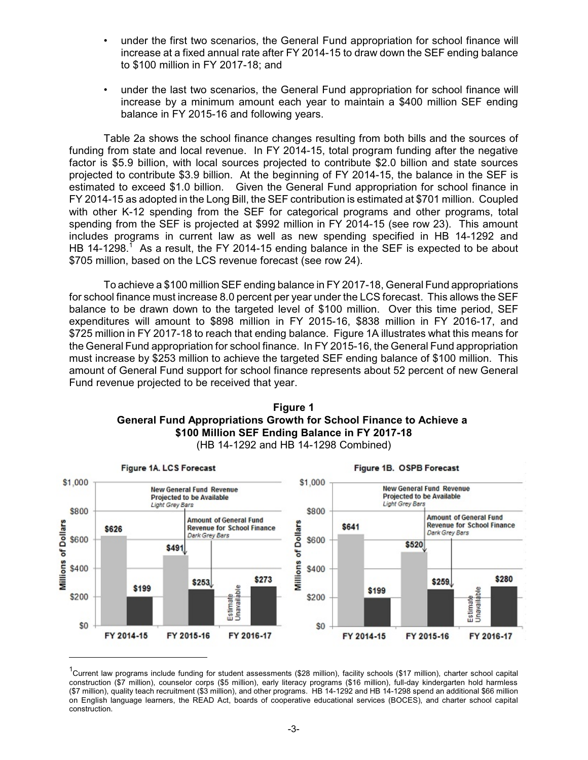- under the first two scenarios, the General Fund appropriation for school finance will increase at a fixed annual rate after FY 2014-15 to draw down the SEF ending balance to $100 million in FY 2017-18; and
- under the last two scenarios, the General Fund appropriation for school finance will increase by a minimum amount each year to maintain a $400 million SEF ending balance in FY 2015-16 and following years.

Table 2a shows the school finance changes resulting from both bills and the sources of funding from state and local revenue. In FY 2014-15, total program funding after the negative factor is $5.9 billion, with local sources projected to contribute $2.0 billion and state sources projected to contribute $3.9 billion. At the beginning of FY 2014-15, the balance in the SEF is estimated to exceed $1.0 billion. Given the General Fund appropriation for school finance in FY 2014-15 as adopted in the Long Bill, the SEF contribution is estimated at $701 million. Coupled with other K-12 spending from the SEF for categorical programs and other programs, total spending from the SEF is projected at $992 million in FY 2014-15 (see row 23). This amount includes programs in current law as well as new spending specified in HB 14-1292 and HB 14-1298.[1] As a result, the FY 2014-15 ending balance in the SEF is expected to be about $705 million, based on the LCS revenue forecast (see row 24).

To achieve a $100 million SEF ending balance in FY 2017-18, General Fund appropriations for school finance must increase 8.0 percent per year under the LCS forecast. This allows the SEF balance to be drawn down to the targeted level of $100 million. Over this time period, SEF expenditures will amount to $898 million in FY 2015-16, $838 million in FY 2016-17, and $725 million in FY 2017-18 to reach that ending balance. Figure 1A illustrates what this means for the General Fund appropriation for school finance. In FY 2015-16, the General Fund appropriation must increase by $253 million to achieve the targeted SEF ending balance of $100 million. This amount of General Fund support for school finance represents about 52 percent of new General Fund revenue projected to be received that year.

**Figure 1**
**General Fund Appropriations Growth for School Finance to Achieve a $100 Million SEF Ending Balance in FY 2017-18**
(HB 14-1292 and HB 14-1298 Combined)

**Figure 1A. LCS Forecast** (Millions of Dollars)

| | New General Fund Revenue Projected to be Available (Light Grey Bars) | Amount of General Fund Revenue for School Finance (Dark Grey Bars) |
|---|---|---|
| FY 2014-15 | $626 | $199 |
| FY 2015-16 | $491 | $253 |
| FY 2016-17 | Estimate Unavailable | $273 |

**Figure 1B. OSPB Forecast** (Millions of Dollars)

| | New General Fund Revenue Projected to be Available (Light Grey Bars) | Amount of General Fund Revenue for School Finance (Dark Grey Bars) |
|---|---|---|
| FY 2014-15 | $641 | $199 |
| FY 2015-16 | $520 | $259 |
| FY 2016-17 | Estimate Unavailable | $280 |

[1] Current law programs include funding for student assessments ($28 million), facility schools ($17 million), charter school capital construction ($7 million), counselor corps ($5 million), early literacy programs ($16 million), full-day kindergarten hold harmless ($7 million), quality teach recruitment ($3 million), and other programs. HB 14-1292 and HB 14-1298 spend an additional $66 million on English language learners, the READ Act, boards of cooperative educational services (BOCES), and charter school capital construction.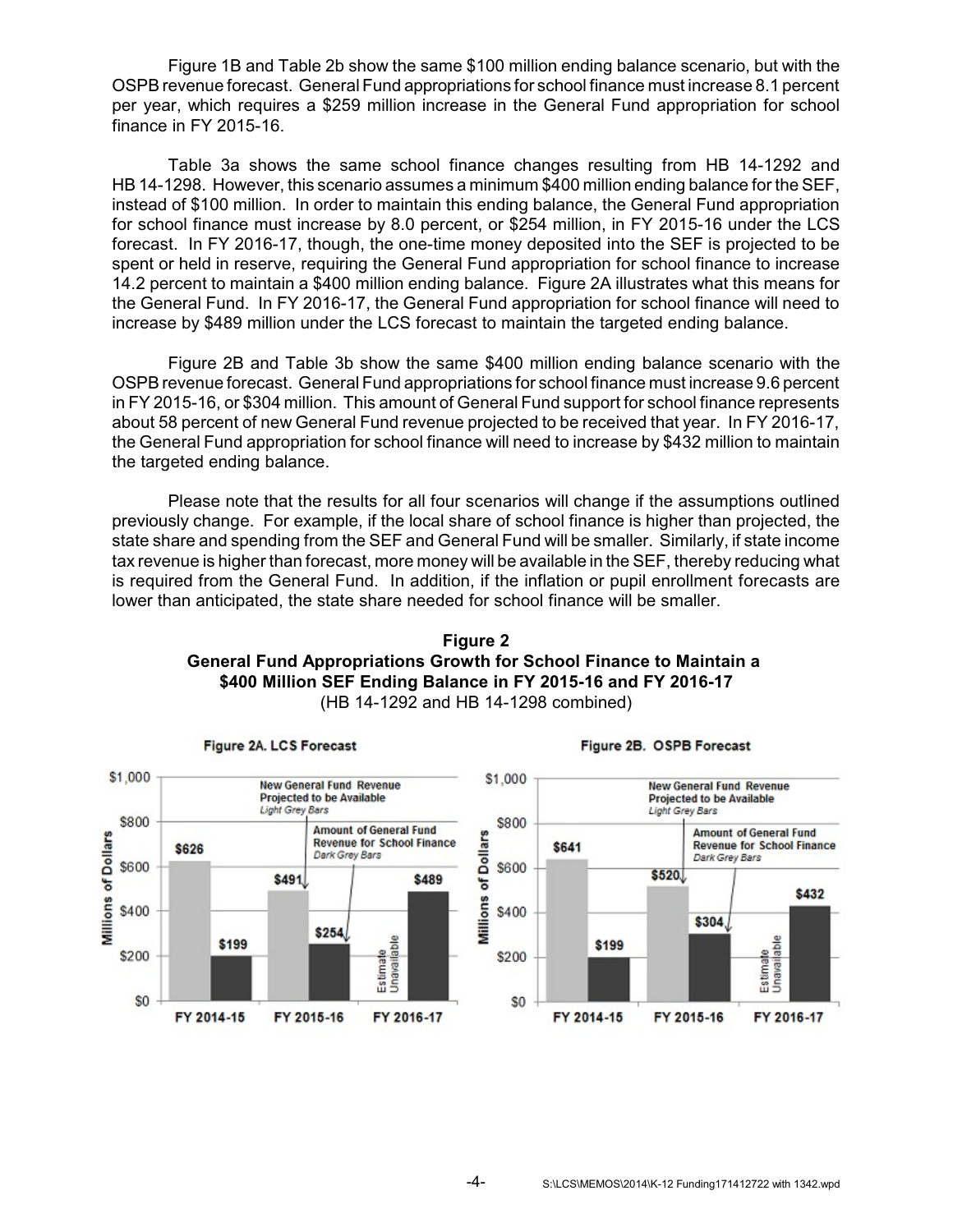Figure 1B and Table 2b show the same $100 million ending balance scenario, but with the OSPB revenue forecast. General Fund appropriations for school finance must increase 8.1 percent per year, which requires a $259 million increase in the General Fund appropriation for school finance in FY 2015-16.

Table 3a shows the same school finance changes resulting from HB 14-1292 and HB 14-1298. However, this scenario assumes a minimum $400 million ending balance for the SEF, instead of $100 million. In order to maintain this ending balance, the General Fund appropriation for school finance must increase by 8.0 percent, or $254 million, in FY 2015-16 under the LCS forecast. In FY 2016-17, though, the one-time money deposited into the SEF is projected to be spent or held in reserve, requiring the General Fund appropriation for school finance to increase 14.2 percent to maintain a $400 million ending balance. Figure 2A illustrates what this means for the General Fund. In FY 2016-17, the General Fund appropriation for school finance will need to increase by $489 million under the LCS forecast to maintain the targeted ending balance.

Figure 2B and Table 3b show the same $400 million ending balance scenario with the OSPB revenue forecast. General Fund appropriations for school finance must increase 9.6 percent in FY 2015-16, or $304 million. This amount of General Fund support for school finance represents about 58 percent of new General Fund revenue projected to be received that year. In FY 2016-17, the General Fund appropriation for school finance will need to increase by $432 million to maintain the targeted ending balance.

Please note that the results for all four scenarios will change if the assumptions outlined previously change. For example, if the local share of school finance is higher than projected, the state share and spending from the SEF and General Fund will be smaller. Similarly, if state income tax revenue is higher than forecast, more money will be available in the SEF, thereby reducing what is required from the General Fund. In addition, if the inflation or pupil enrollment forecasts are lower than anticipated, the state share needed for school finance will be smaller.

**Figure 2**
**General Fund Appropriations Growth for School Finance to Maintain a $400 Million SEF Ending Balance in FY 2015-16 and FY 2016-17**
(HB 14-1292 and HB 14-1298 combined)

**Figure 2A. LCS Forecast** (Millions of Dollars)

| | FY 2014-15 | FY 2015-16 | FY 2016-17 |
|---|---|---|---|
| New General Fund Revenue Projected to be Available (Light Grey Bars) | $626 | $491 | Estimate Unavailable |
| Amount of General Fund Revenue for School Finance (Dark Grey Bars) | $199 | $254 | $489 |

**Figure 2B. OSPB Forecast** (Millions of Dollars)

| | FY 2014-15 | FY 2015-16 | FY 2016-17 |
|---|---|---|---|
| New General Fund Revenue Projected to be Available (Light Grey Bars) | $641 | $520 | Estimate Unavailable |
| Amount of General Fund Revenue for School Finance (Dark Grey Bars) | $199 | $304 | $432 |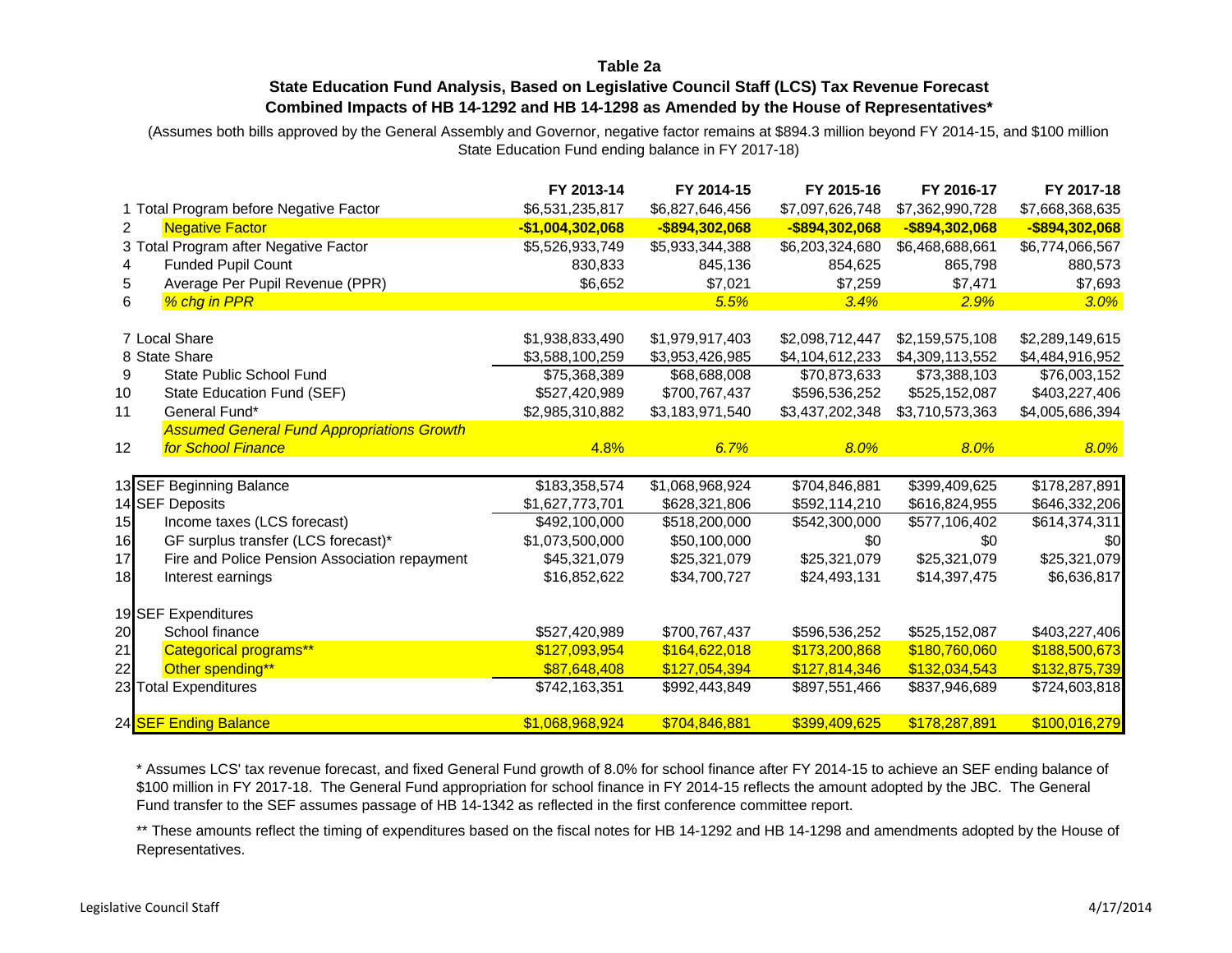### Table 2a

### State Education Fund Analysis, Based on Legislative Council Staff (LCS) Tax Revenue Forecast

### Combined Impacts of HB 14-1292 and HB 14-1298 as Amended by the House of Representatives*

(Assumes both bills approved by the General Assembly and Governor, negative factor remains at $894.3 million beyond FY 2014-15, and $100 million State Education Fund ending balance in FY 2017-18)

| | | FY 2013-14 | FY 2014-15 | FY 2015-16 | FY 2016-17 | FY 2017-18 |
|---|---|---|---|---|---|---|
| 1 | Total Program before Negative Factor | $6,531,235,817 | $6,827,646,456 | $7,097,626,748 | $7,362,990,728 | $7,668,368,635 |
| 2 | **Negative Factor** | **-$1,004,302,068** | **-$894,302,068** | **-$894,302,068** | **-$894,302,068** | **-$894,302,068** |
| 3 | Total Program after Negative Factor | $5,526,933,749 | $5,933,344,388 | $6,203,324,680 | $6,468,688,661 | $6,774,066,567 |
| 4 | Funded Pupil Count | 830,833 | 845,136 | 854,625 | 865,798 | 880,573 |
| 5 | Average Per Pupil Revenue (PPR) | $6,652 | $7,021 | $7,259 | $7,471 | $7,693 |
| 6 | *% chg in PPR* | | *5.5%* | *3.4%* | *2.9%* | *3.0%* |
| | | | | | | |
| 7 | Local Share | $1,938,833,490 | $1,979,917,403 | $2,098,712,447 | $2,159,575,108 | $2,289,149,615 |
| 8 | State Share | $3,588,100,259 | $3,953,426,985 | $4,104,612,233 | $4,309,113,552 | $4,484,916,952 |
| 9 | State Public School Fund | $75,368,389 | $68,688,008 | $70,873,633 | $73,388,103 | $76,003,152 |
| 10 | State Education Fund (SEF) | $527,420,989 | $700,767,437 | $596,536,252 | $525,152,087 | $403,227,406 |
| 11 | General Fund* | $2,985,310,882 | $3,183,971,540 | $3,437,202,348 | $3,710,573,363 | $4,005,686,394 |
| 12 | *Assumed General Fund Appropriations Growth for School Finance* | *4.8%* | *6.7%* | *8.0%* | *8.0%* | *8.0%* |
| | | | | | | |
| 13 | SEF Beginning Balance | $183,358,574 | $1,068,968,924 | $704,846,881 | $399,409,625 | $178,287,891 |
| 14 | SEF Deposits | $1,627,773,701 | $628,321,806 | $592,114,210 | $616,824,955 | $646,332,206 |
| 15 | Income taxes (LCS forecast) | $492,100,000 | $518,200,000 | $542,300,000 | $577,106,402 | $614,374,311 |
| 16 | GF surplus transfer (LCS forecast)* | $1,073,500,000 | $50,100,000 | $0 | $0 | $0 |
| 17 | Fire and Police Pension Association repayment | $45,321,079 | $25,321,079 | $25,321,079 | $25,321,079 | $25,321,079 |
| 18 | Interest earnings | $16,852,622 | $34,700,727 | $24,493,131 | $14,397,475 | $6,636,817 |
| | | | | | | |
| 19 | SEF Expenditures | | | | | |
| 20 | School finance | $527,420,989 | $700,767,437 | $596,536,252 | $525,152,087 | $403,227,406 |
| 21 | Categorical programs** | $127,093,954 | $164,622,018 | $173,200,868 | $180,760,060 | $188,500,673 |
| 22 | Other spending** | $87,648,408 | $127,054,394 | $127,814,346 | $132,034,543 | $132,875,739 |
| 23 | Total Expenditures | $742,163,351 | $992,443,849 | $897,551,466 | $837,946,689 | $724,603,818 |
| | | | | | | |
| 24 | SEF Ending Balance | $1,068,968,924 | $704,846,881 | $399,409,625 | $178,287,891 | $100,016,279 |

\* Assumes LCS' tax revenue forecast, and fixed General Fund growth of 8.0% for school finance after FY 2014-15 to achieve an SEF ending balance of $100 million in FY 2017-18. The General Fund appropriation for school finance in FY 2014-15 reflects the amount adopted by the JBC. The General Fund transfer to the SEF assumes passage of HB 14-1342 as reflected in the first conference committee report.

\*\* These amounts reflect the timing of expenditures based on the fiscal notes for HB 14-1292 and HB 14-1298 and amendments adopted by the House of Representatives.

Legislative Council Staff 4/17/2014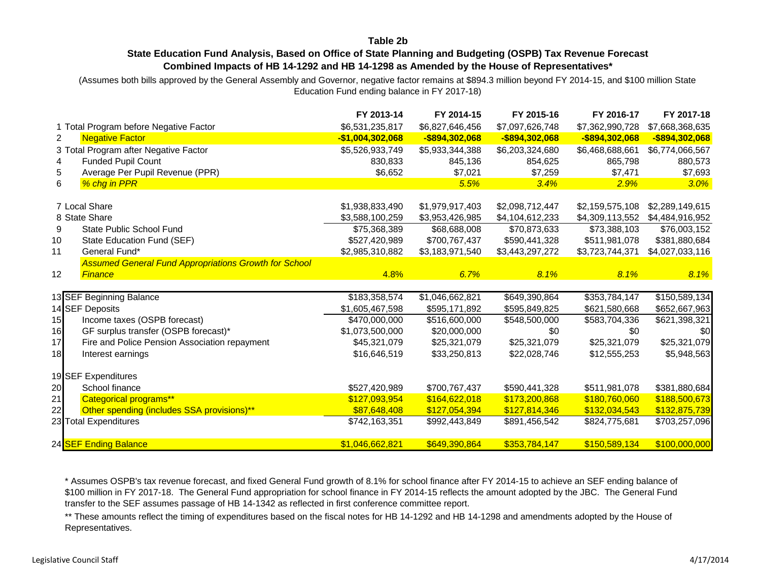**Table 2b**

**State Education Fund Analysis, Based on Office of State Planning and Budgeting (OSPB) Tax Revenue Forecast**

**Combined Impacts of HB 14-1292 and HB 14-1298 as Amended by the House of Representatives***

(Assumes both bills approved by the General Assembly and Governor, negative factor remains at $894.3 million beyond FY 2014-15, and $100 million State Education Fund ending balance in FY 2017-18)

| | | FY 2013-14 | FY 2014-15 | FY 2015-16 | FY 2016-17 | FY 2017-18 |
|---|---|---|---|---|---|---|
| 1 | Total Program before Negative Factor | $6,531,235,817 | $6,827,646,456 | $7,097,626,748 | $7,362,990,728 | $7,668,368,635 |
| 2 | **Negative Factor** | **-$1,004,302,068** | **-$894,302,068** | **-$894,302,068** | **-$894,302,068** | **-$894,302,068** |
| 3 | Total Program after Negative Factor | $5,526,933,749 | $5,933,344,388 | $6,203,324,680 | $6,468,688,661 | $6,774,066,567 |
| 4 | Funded Pupil Count | 830,833 | 845,136 | 854,625 | 865,798 | 880,573 |
| 5 | Average Per Pupil Revenue (PPR) | $6,652 | $7,021 | $7,259 | $7,471 | $7,693 |
| 6 | *% chg in PPR* | | *5.5%* | *3.4%* | *2.9%* | *3.0%* |
| 7 | Local Share | $1,938,833,490 | $1,979,917,403 | $2,098,712,447 | $2,159,575,108 | $2,289,149,615 |
| 8 | State Share | $3,588,100,259 | $3,953,426,985 | $4,104,612,233 | $4,309,113,552 | $4,484,916,952 |
| 9 | State Public School Fund | $75,368,389 | $68,688,008 | $70,873,633 | $73,388,103 | $76,003,152 |
| 10 | State Education Fund (SEF) | $527,420,989 | $700,767,437 | $590,441,328 | $511,981,078 | $381,880,684 |
| 11 | General Fund* | $2,985,310,882 | $3,183,971,540 | $3,443,297,272 | $3,723,744,371 | $4,027,033,116 |
| 12 | *Assumed General Fund Appropriations Growth for School Finance* | 4.8% | *6.7%* | *8.1%* | *8.1%* | *8.1%* |
| 13 | SEF Beginning Balance | $183,358,574 | $1,046,662,821 | $649,390,864 | $353,784,147 | $150,589,134 |
| 14 | SEF Deposits | $1,605,467,598 | $595,171,892 | $595,849,825 | $621,580,668 | $652,667,963 |
| 15 | Income taxes (OSPB forecast) | $470,000,000 | $516,600,000 | $548,500,000 | $583,704,336 | $621,398,321 |
| 16 | GF surplus transfer (OSPB forecast)* | $1,073,500,000 | $20,000,000 | $0 | $0 | $0 |
| 17 | Fire and Police Pension Association repayment | $45,321,079 | $25,321,079 | $25,321,079 | $25,321,079 | $25,321,079 |
| 18 | Interest earnings | $16,646,519 | $33,250,813 | $22,028,746 | $12,555,253 | $5,948,563 |
| 19 | SEF Expenditures | | | | | |
| 20 | School finance | $527,420,989 | $700,767,437 | $590,441,328 | $511,981,078 | $381,880,684 |
| 21 | Categorical programs** | $127,093,954 | $164,622,018 | $173,200,868 | $180,760,060 | $188,500,673 |
| 22 | Other spending (includes SSA provisions)** | $87,648,408 | $127,054,394 | $127,814,346 | $132,034,543 | $132,875,739 |
| 23 | Total Expenditures | $742,163,351 | $992,443,849 | $891,456,542 | $824,775,681 | $703,257,096 |
| 24 | SEF Ending Balance | $1,046,662,821 | $649,390,864 | $353,784,147 | $150,589,134 | $100,000,000 |

* Assumes OSPB's tax revenue forecast, and fixed General Fund growth of 8.1% for school finance after FY 2014-15 to achieve an SEF ending balance of $100 million in FY 2017-18. The General Fund appropriation for school finance in FY 2014-15 reflects the amount adopted by the JBC. The General Fund transfer to the SEF assumes passage of HB 14-1342 as reflected in first conference committee report.

** These amounts reflect the timing of expenditures based on the fiscal notes for HB 14-1292 and HB 14-1298 and amendments adopted by the House of Representatives.

Legislative Council Staff 4/17/2014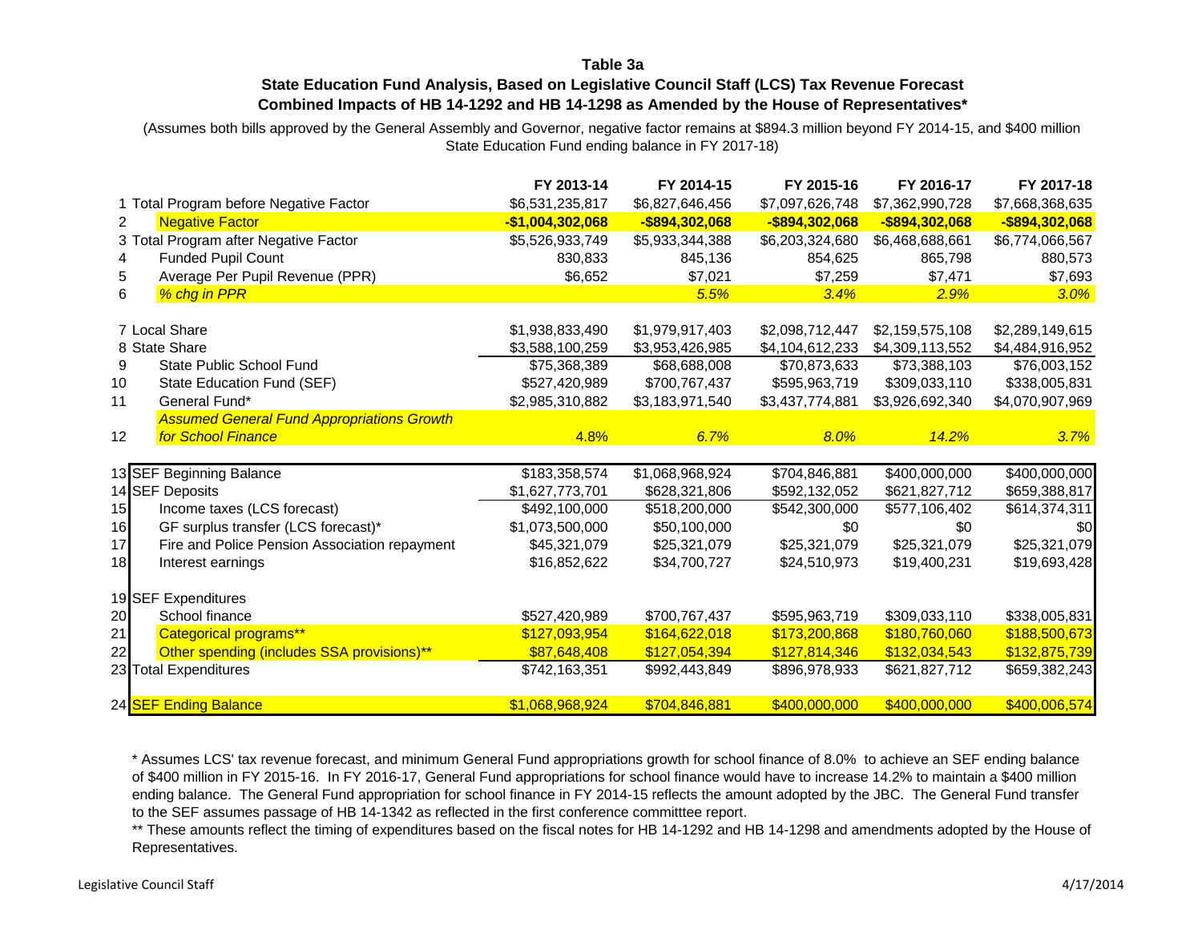# Table 3a

## State Education Fund Analysis, Based on Legislative Council Staff (LCS) Tax Revenue Forecast

## Combined Impacts of HB 14-1292 and HB 14-1298 as Amended by the House of Representatives*

(Assumes both bills approved by the General Assembly and Governor, negative factor remains at $894.3 million beyond FY 2014-15, and $400 million State Education Fund ending balance in FY 2017-18)

| | | FY 2013-14 | FY 2014-15 | FY 2015-16 | FY 2016-17 | FY 2017-18 |
|---|---|---|---|---|---|---|
| 1 | Total Program before Negative Factor | $6,531,235,817 | $6,827,646,456 | $7,097,626,748 | $7,362,990,728 | $7,668,368,635 |
| 2 | **Negative Factor** | **-$1,004,302,068** | **-$894,302,068** | **-$894,302,068** | **-$894,302,068** | **-$894,302,068** |
| 3 | Total Program after Negative Factor | $5,526,933,749 | $5,933,344,388 | $6,203,324,680 | $6,468,688,661 | $6,774,066,567 |
| 4 | Funded Pupil Count | 830,833 | 845,136 | 854,625 | 865,798 | 880,573 |
| 5 | Average Per Pupil Revenue (PPR) | $6,652 | $7,021 | $7,259 | $7,471 | $7,693 |
| 6 | *% chg in PPR* | | *5.5%* | *3.4%* | *2.9%* | *3.0%* |
| 7 | Local Share | $1,938,833,490 | $1,979,917,403 | $2,098,712,447 | $2,159,575,108 | $2,289,149,615 |
| 8 | State Share | $3,588,100,259 | $3,953,426,985 | $4,104,612,233 | $4,309,113,552 | $4,484,916,952 |
| 9 | State Public School Fund | $75,368,389 | $68,688,008 | $70,873,633 | $73,388,103 | $76,003,152 |
| 10 | State Education Fund (SEF) | $527,420,989 | $700,767,437 | $595,963,719 | $309,033,110 | $338,005,831 |
| 11 | General Fund* | $2,985,310,882 | $3,183,971,540 | $3,437,774,881 | $3,926,692,340 | $4,070,907,969 |
| 12 | *Assumed General Fund Appropriations Growth for School Finance* | *4.8%* | *6.7%* | *8.0%* | *14.2%* | *3.7%* |
| 13 | SEF Beginning Balance | $183,358,574 | $1,068,968,924 | $704,846,881 | $400,000,000 | $400,000,000 |
| 14 | SEF Deposits | $1,627,773,701 | $628,321,806 | $592,132,052 | $621,827,712 | $659,388,817 |
| 15 | Income taxes (LCS forecast) | $492,100,000 | $518,200,000 | $542,300,000 | $577,106,402 | $614,374,311 |
| 16 | GF surplus transfer (LCS forecast)* | $1,073,500,000 | $50,100,000 | $0 | $0 | $0 |
| 17 | Fire and Police Pension Association repayment | $45,321,079 | $25,321,079 | $25,321,079 | $25,321,079 | $25,321,079 |
| 18 | Interest earnings | $16,852,622 | $34,700,727 | $24,510,973 | $19,400,231 | $19,693,428 |
| 19 | SEF Expenditures | | | | | |
| 20 | School finance | $527,420,989 | $700,767,437 | $595,963,719 | $309,033,110 | $338,005,831 |
| 21 | Categorical programs** | $127,093,954 | $164,622,018 | $173,200,868 | $180,760,060 | $188,500,673 |
| 22 | Other spending (includes SSA provisions)** | $87,648,408 | $127,054,394 | $127,814,346 | $132,034,543 | $132,875,739 |
| 23 | Total Expenditures | $742,163,351 | $992,443,849 | $896,978,933 | $621,827,712 | $659,382,243 |
| 24 | SEF Ending Balance | $1,068,968,924 | $704,846,881 | $400,000,000 | $400,000,000 | $400,006,574 |

\* Assumes LCS' tax revenue forecast, and minimum General Fund appropriations growth for school finance of 8.0% to achieve an SEF ending balance of $400 million in FY 2015-16. In FY 2016-17, General Fund appropriations for school finance would have to increase 14.2% to maintain a $400 million ending balance. The General Fund appropriation for school finance in FY 2014-15 reflects the amount adopted by the JBC. The General Fund transfer to the SEF assumes passage of HB 14-1342 as reflected in the first conference committtee report.

\** These amounts reflect the timing of expenditures based on the fiscal notes for HB 14-1292 and HB 14-1298 and amendments adopted by the House of Representatives.

Legislative Council Staff 4/17/2014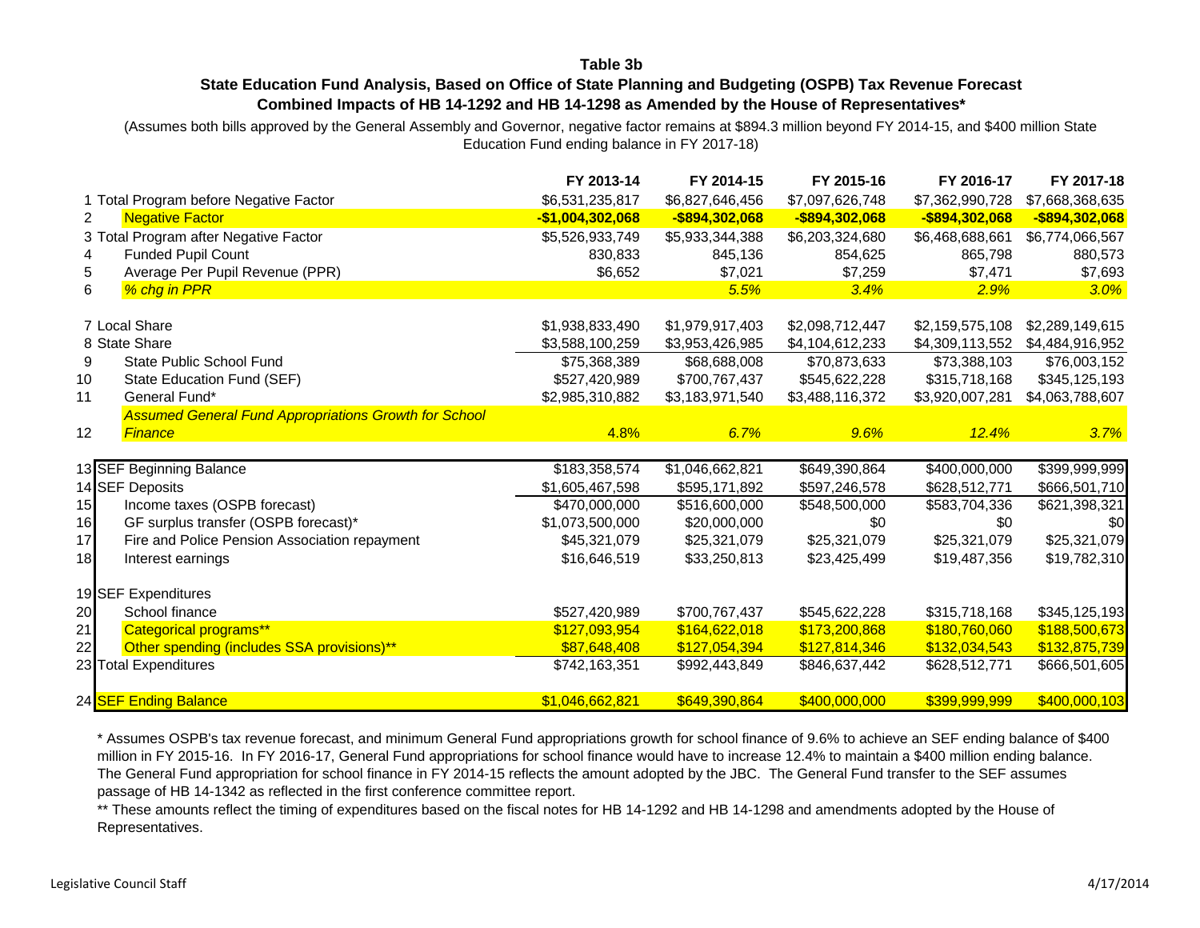**Table 3b**

**State Education Fund Analysis, Based on Office of State Planning and Budgeting (OSPB) Tax Revenue Forecast**

**Combined Impacts of HB 14-1292 and HB 14-1298 as Amended by the House of Representatives***

(Assumes both bills approved by the General Assembly and Governor, negative factor remains at $894.3 million beyond FY 2014-15, and $400 million State Education Fund ending balance in FY 2017-18)

| | | FY 2013-14 | FY 2014-15 | FY 2015-16 | FY 2016-17 | FY 2017-18 |
|---|---|---|---|---|---|---|
| 1 | Total Program before Negative Factor | $6,531,235,817 | $6,827,646,456 | $7,097,626,748 | $7,362,990,728 | $7,668,368,635 |
| 2 | **Negative Factor** | **-$1,004,302,068** | **-$894,302,068** | **-$894,302,068** | **-$894,302,068** | **-$894,302,068** |
| 3 | Total Program after Negative Factor | $5,526,933,749 | $5,933,344,388 | $6,203,324,680 | $6,468,688,661 | $6,774,066,567 |
| 4 | Funded Pupil Count | 830,833 | 845,136 | 854,625 | 865,798 | 880,573 |
| 5 | Average Per Pupil Revenue (PPR) | $6,652 | $7,021 | $7,259 | $7,471 | $7,693 |
| 6 | *% chg in PPR* | | *5.5%* | *3.4%* | *2.9%* | *3.0%* |
| 7 | Local Share | $1,938,833,490 | $1,979,917,403 | $2,098,712,447 | $2,159,575,108 | $2,289,149,615 |
| 8 | State Share | $3,588,100,259 | $3,953,426,985 | $4,104,612,233 | $4,309,113,552 | $4,484,916,952 |
| 9 | State Public School Fund | $75,368,389 | $68,688,008 | $70,873,633 | $73,388,103 | $76,003,152 |
| 10 | State Education Fund (SEF) | $527,420,989 | $700,767,437 | $545,622,228 | $315,718,168 | $345,125,193 |
| 11 | General Fund* | $2,985,310,882 | $3,183,971,540 | $3,488,116,372 | $3,920,007,281 | $4,063,788,607 |
| 12 | *Assumed General Fund Appropriations Growth for School Finance* | *4.8%* | *6.7%* | *9.6%* | *12.4%* | *3.7%* |
| 13 | SEF Beginning Balance | $183,358,574 | $1,046,662,821 | $649,390,864 | $400,000,000 | $399,999,999 |
| 14 | SEF Deposits | $1,605,467,598 | $595,171,892 | $597,246,578 | $628,512,771 | $666,501,710 |
| 15 | Income taxes (OSPB forecast) | $470,000,000 | $516,600,000 | $548,500,000 | $583,704,336 | $621,398,321 |
| 16 | GF surplus transfer (OSPB forecast)* | $1,073,500,000 | $20,000,000 | $0 | $0 | $0 |
| 17 | Fire and Police Pension Association repayment | $45,321,079 | $25,321,079 | $25,321,079 | $25,321,079 | $25,321,079 |
| 18 | Interest earnings | $16,646,519 | $33,250,813 | $23,425,499 | $19,487,356 | $19,782,310 |
| 19 | SEF Expenditures | | | | | |
| 20 | School finance | $527,420,989 | $700,767,437 | $545,622,228 | $315,718,168 | $345,125,193 |
| 21 | Categorical programs** | $127,093,954 | $164,622,018 | $173,200,868 | $180,760,060 | $188,500,673 |
| 22 | Other spending (includes SSA provisions)** | $87,648,408 | $127,054,394 | $127,814,346 | $132,034,543 | $132,875,739 |
| 23 | Total Expenditures | $742,163,351 | $992,443,849 | $846,637,442 | $628,512,771 | $666,501,605 |
| 24 | SEF Ending Balance | $1,046,662,821 | $649,390,864 | $400,000,000 | $399,999,999 | $400,000,103 |

\* Assumes OSPB's tax revenue forecast, and minimum General Fund appropriations growth for school finance of 9.6% to achieve an SEF ending balance of $400 million in FY 2015-16. In FY 2016-17, General Fund appropriations for school finance would have to increase 12.4% to maintain a $400 million ending balance. The General Fund appropriation for school finance in FY 2014-15 reflects the amount adopted by the JBC. The General Fund transfer to the SEF assumes passage of HB 14-1342 as reflected in the first conference committee report.

\*\* These amounts reflect the timing of expenditures based on the fiscal notes for HB 14-1292 and HB 14-1298 and amendments adopted by the House of Representatives.

Legislative Council Staff — 4/17/2014